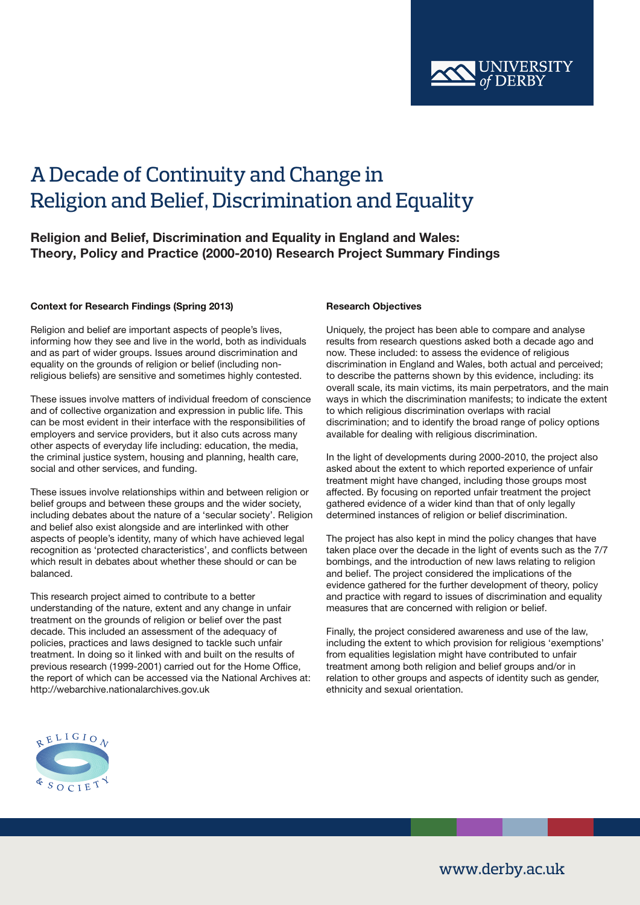# A Decade of Continuity and Change in Religion and Belief, Discrimination and Equality

## Religion and Belief, Discrimination and Equality in England and Wales: Theory, Policy and Practice (2000-2010) Research Project Summary Findings

### Context for Research Findings (Spring 2013)

Religion and belief are important aspects of people's lives, informing how they see and live in the world, both as individuals and as part of wider groups. Issues around discrimination and equality on the grounds of religion or belief (including non-religious beliefs) are sensitive and sometimes highly contested.

These issues involve matters of individual freedom of conscience and of collective organization and expression in public life. This can be most evident in their interface with the responsibilities of employers and service providers, but it also cuts across many other aspects of everyday life including: education, the media, the criminal justice system, housing and planning, health care, social and other services, and funding.

These issues involve relationships within and between religion or belief groups and between these groups and the wider society, including debates about the nature of a 'secular society'. Religion and belief also exist alongside and are interlinked with other aspects of people's identity, many of which have achieved legal recognition as 'protected characteristics', and conflicts between which result in debates about whether these should or can be balanced.

This research project aimed to contribute to a better understanding of the nature, extent and any change in unfair treatment on the grounds of religion or belief over the past decade. This included an assessment of the adequacy of policies, practices and laws designed to tackle such unfair treatment. In doing so it linked with and built on the results of previous research (1999-2001) carried out for the Home Office, the report of which can be accessed via the National Archives at: http://webarchive.nationalarchives.gov.uk

### Research Objectives

Uniquely, the project has been able to compare and analyse results from research questions asked both a decade ago and now. These included: to assess the evidence of religious discrimination in England and Wales, both actual and perceived; to describe the patterns shown by this evidence, including: its overall scale, its main victims, its main perpetrators, and the main ways in which the discrimination manifests; to indicate the extent to which religious discrimination overlaps with racial discrimination; and to identify the broad range of policy options available for dealing with religious discrimination.

In the light of developments during 2000-2010, the project also asked about the extent to which reported experience of unfair treatment might have changed, including those groups most affected. By focusing on reported unfair treatment the project gathered evidence of a wider kind than that of only legally determined instances of religion or belief discrimination.

The project has also kept in mind the policy changes that have taken place over the decade in the light of events such as the 7/7 bombings, and the introduction of new laws relating to religion and belief. The project considered the implications of the evidence gathered for the further development of theory, policy and practice with regard to issues of discrimination and equality measures that are concerned with religion or belief.

Finally, the project considered awareness and use of the law, including the extent to which provision for religious 'exemptions' from equalities legislation might have contributed to unfair treatment among both religion and belief groups and/or in relation to other groups and aspects of identity such as gender, ethnicity and sexual orientation.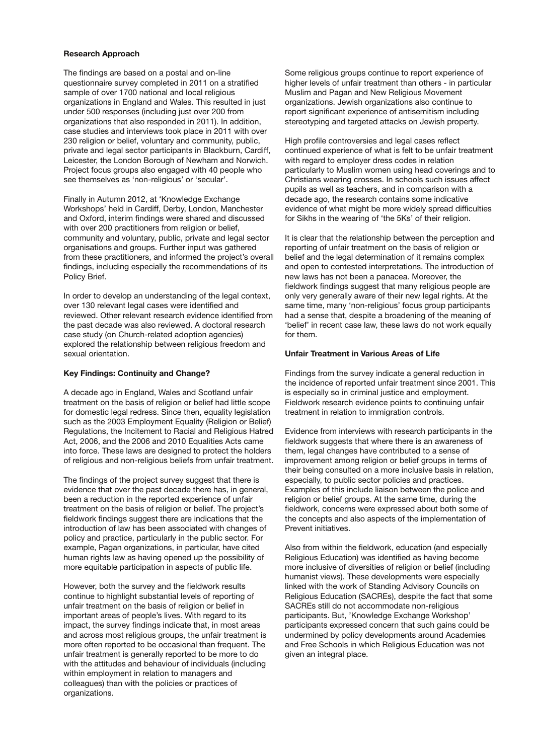### Research Approach

The findings are based on a postal and on-line questionnaire survey completed in 2011 on a stratified sample of over 1700 national and local religious organizations in England and Wales. This resulted in just under 500 responses (including just over 200 from organizations that also responded in 2011). In addition, case studies and interviews took place in 2011 with over 230 religion or belief, voluntary and community, public, private and legal sector participants in Blackburn, Cardiff, Leicester, the London Borough of Newham and Norwich. Project focus groups also engaged with 40 people who see themselves as 'non-religious' or 'secular'.

Finally in Autumn 2012, at 'Knowledge Exchange Workshops' held in Cardiff, Derby, London, Manchester and Oxford, interim findings were shared and discussed with over 200 practitioners from religion or belief, community and voluntary, public, private and legal sector organisations and groups. Further input was gathered from these practitioners, and informed the project's overall findings, including especially the recommendations of its Policy Brief.

In order to develop an understanding of the legal context, over 130 relevant legal cases were identified and reviewed. Other relevant research evidence identified from the past decade was also reviewed. A doctoral research case study (on Church-related adoption agencies) explored the relationship between religious freedom and sexual orientation.

### Key Findings: Continuity and Change?

A decade ago in England, Wales and Scotland unfair treatment on the basis of religion or belief had little scope for domestic legal redress. Since then, equality legislation such as the 2003 Employment Equality (Religion or Belief) Regulations, the Incitement to Racial and Religious Hatred Act, 2006, and the 2006 and 2010 Equalities Acts came into force. These laws are designed to protect the holders of religious and non-religious beliefs from unfair treatment.

The findings of the project survey suggest that there is evidence that over the past decade there has, in general, been a reduction in the reported experience of unfair treatment on the basis of religion or belief. The project's fieldwork findings suggest there are indications that the introduction of law has been associated with changes of policy and practice, particularly in the public sector. For example, Pagan organizations, in particular, have cited human rights law as having opened up the possibility of more equitable participation in aspects of public life.

However, both the survey and the fieldwork results continue to highlight substantial levels of reporting of unfair treatment on the basis of religion or belief in important areas of people's lives. With regard to its impact, the survey findings indicate that, in most areas and across most religious groups, the unfair treatment is more often reported to be occasional than frequent. The unfair treatment is generally reported to be more to do with the attitudes and behaviour of individuals (including within employment in relation to managers and colleagues) than with the policies or practices of organizations.

Some religious groups continue to report experience of higher levels of unfair treatment than others - in particular Muslim and Pagan and New Religious Movement organizations. Jewish organizations also continue to report significant experience of antisemitism including stereotyping and targeted attacks on Jewish property.

High profile controversies and legal cases reflect continued experience of what is felt to be unfair treatment with regard to employer dress codes in relation particularly to Muslim women using head coverings and to Christians wearing crosses. In schools such issues affect pupils as well as teachers, and in comparison with a decade ago, the research contains some indicative evidence of what might be more widely spread difficulties for Sikhs in the wearing of 'the 5Ks' of their religion.

It is clear that the relationship between the perception and reporting of unfair treatment on the basis of religion or belief and the legal determination of it remains complex and open to contested interpretations. The introduction of new laws has not been a panacea. Moreover, the fieldwork findings suggest that many religious people are only very generally aware of their new legal rights. At the same time, many 'non-religious' focus group participants had a sense that, despite a broadening of the meaning of 'belief' in recent case law, these laws do not work equally for them.

### Unfair Treatment in Various Areas of Life

Findings from the survey indicate a general reduction in the incidence of reported unfair treatment since 2001. This is especially so in criminal justice and employment. Fieldwork research evidence points to continuing unfair treatment in relation to immigration controls.

Evidence from interviews with research participants in the fieldwork suggests that where there is an awareness of them, legal changes have contributed to a sense of improvement among religion or belief groups in terms of their being consulted on a more inclusive basis in relation, especially, to public sector policies and practices. Examples of this include liaison between the police and religion or belief groups. At the same time, during the fieldwork, concerns were expressed about both some of the concepts and also aspects of the implementation of Prevent initiatives.

Also from within the fieldwork, education (and especially Religious Education) was identified as having become more inclusive of diversities of religion or belief (including humanist views). These developments were especially linked with the work of Standing Advisory Councils on Religious Education (SACREs), despite the fact that some SACREs still do not accommodate non-religious participants. But, 'Knowledge Exchange Workshop' participants expressed concern that such gains could be undermined by policy developments around Academies and Free Schools in which Religious Education was not given an integral place.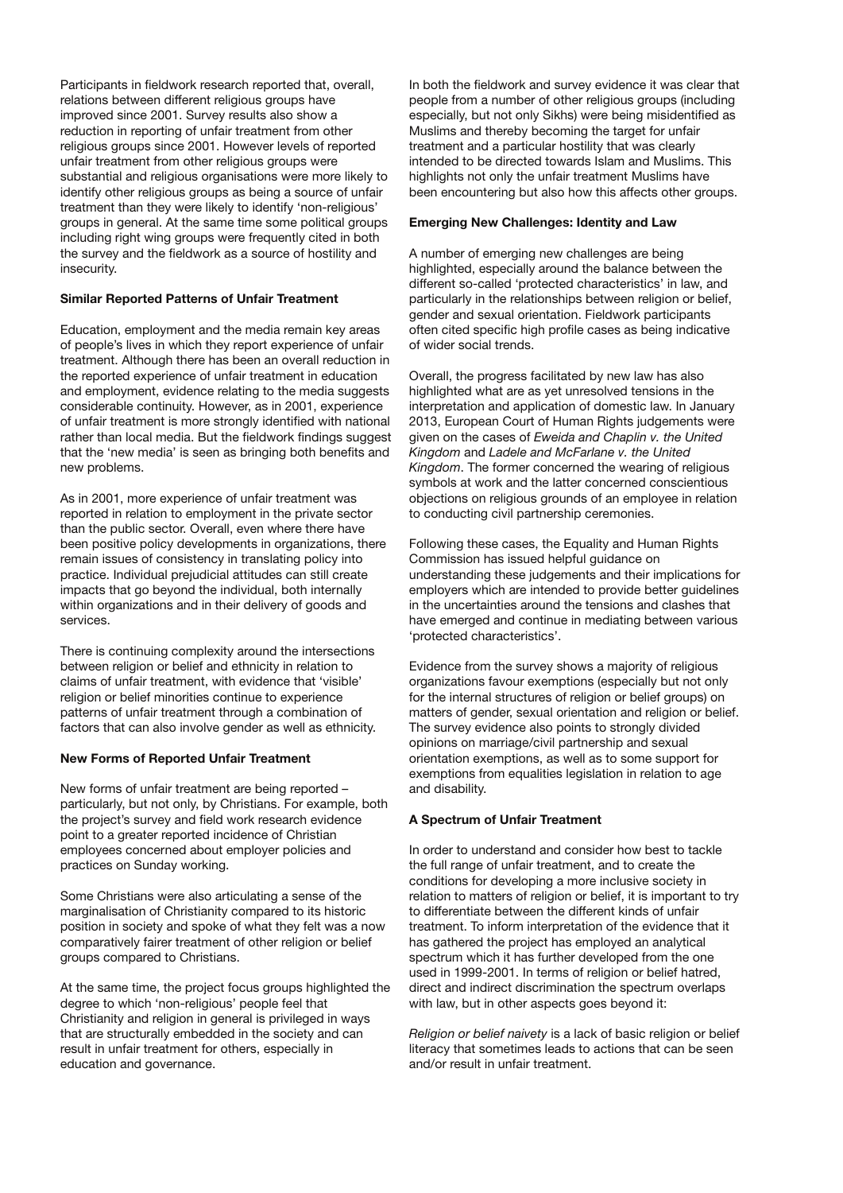Participants in fieldwork research reported that, overall, relations between different religious groups have improved since 2001. Survey results also show a reduction in reporting of unfair treatment from other religious groups since 2001. However levels of reported unfair treatment from other religious groups were substantial and religious organisations were more likely to identify other religious groups as being a source of unfair treatment than they were likely to identify 'non-religious' groups in general. At the same time some political groups including right wing groups were frequently cited in both the survey and the fieldwork as a source of hostility and insecurity.

**Similar Reported Patterns of Unfair Treatment**

Education, employment and the media remain key areas of people's lives in which they report experience of unfair treatment. Although there has been an overall reduction in the reported experience of unfair treatment in education and employment, evidence relating to the media suggests considerable continuity. However, as in 2001, experience of unfair treatment is more strongly identified with national rather than local media. But the fieldwork findings suggest that the 'new media' is seen as bringing both benefits and new problems.

As in 2001, more experience of unfair treatment was reported in relation to employment in the private sector than the public sector. Overall, even where there have been positive policy developments in organizations, there remain issues of consistency in translating policy into practice. Individual prejudicial attitudes can still create impacts that go beyond the individual, both internally within organizations and in their delivery of goods and services.

There is continuing complexity around the intersections between religion or belief and ethnicity in relation to claims of unfair treatment, with evidence that 'visible' religion or belief minorities continue to experience patterns of unfair treatment through a combination of factors that can also involve gender as well as ethnicity.

**New Forms of Reported Unfair Treatment**

New forms of unfair treatment are being reported – particularly, but not only, by Christians. For example, both the project's survey and field work research evidence point to a greater reported incidence of Christian employees concerned about employer policies and practices on Sunday working.

Some Christians were also articulating a sense of the marginalisation of Christianity compared to its historic position in society and spoke of what they felt was a now comparatively fairer treatment of other religion or belief groups compared to Christians.

At the same time, the project focus groups highlighted the degree to which 'non-religious' people feel that Christianity and religion in general is privileged in ways that are structurally embedded in the society and can result in unfair treatment for others, especially in education and governance.

In both the fieldwork and survey evidence it was clear that people from a number of other religious groups (including especially, but not only Sikhs) were being misidentified as Muslims and thereby becoming the target for unfair treatment and a particular hostility that was clearly intended to be directed towards Islam and Muslims. This highlights not only the unfair treatment Muslims have been encountering but also how this affects other groups.

**Emerging New Challenges: Identity and Law**

A number of emerging new challenges are being highlighted, especially around the balance between the different so-called 'protected characteristics' in law, and particularly in the relationships between religion or belief, gender and sexual orientation. Fieldwork participants often cited specific high profile cases as being indicative of wider social trends.

Overall, the progress facilitated by new law has also highlighted what are as yet unresolved tensions in the interpretation and application of domestic law. In January 2013, European Court of Human Rights judgements were given on the cases of *Eweida and Chaplin v. the United Kingdom* and *Ladele and McFarlane v. the United Kingdom*. The former concerned the wearing of religious symbols at work and the latter concerned conscientious objections on religious grounds of an employee in relation to conducting civil partnership ceremonies.

Following these cases, the Equality and Human Rights Commission has issued helpful guidance on understanding these judgements and their implications for employers which are intended to provide better guidelines in the uncertainties around the tensions and clashes that have emerged and continue in mediating between various 'protected characteristics'.

Evidence from the survey shows a majority of religious organizations favour exemptions (especially but not only for the internal structures of religion or belief groups) on matters of gender, sexual orientation and religion or belief. The survey evidence also points to strongly divided opinions on marriage/civil partnership and sexual orientation exemptions, as well as to some support for exemptions from equalities legislation in relation to age and disability.

**A Spectrum of Unfair Treatment**

In order to understand and consider how best to tackle the full range of unfair treatment, and to create the conditions for developing a more inclusive society in relation to matters of religion or belief, it is important to try to differentiate between the different kinds of unfair treatment. To inform interpretation of the evidence that it has gathered the project has employed an analytical spectrum which it has further developed from the one used in 1999-2001. In terms of religion or belief hatred, direct and indirect discrimination the spectrum overlaps with law, but in other aspects goes beyond it:

*Religion or belief naivety* is a lack of basic religion or belief literacy that sometimes leads to actions that can be seen and/or result in unfair treatment.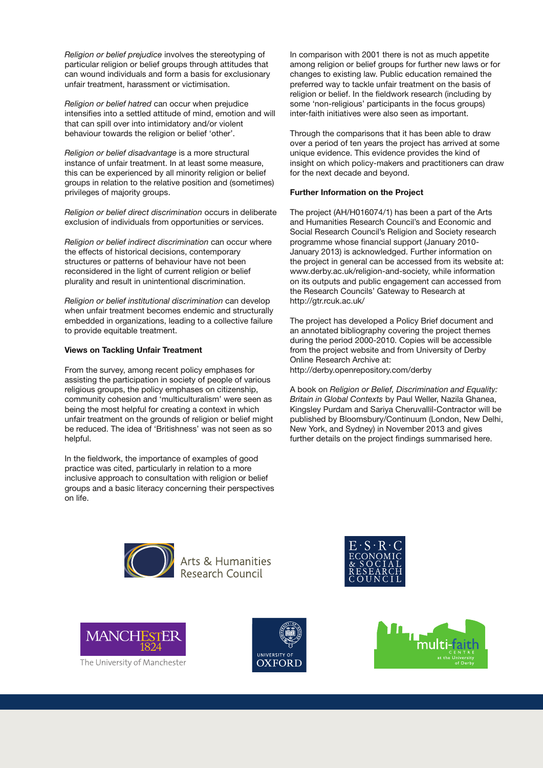*Religion or belief prejudice* involves the stereotyping of particular religion or belief groups through attitudes that can wound individuals and form a basis for exclusionary unfair treatment, harassment or victimisation.

*Religion or belief hatred* can occur when prejudice intensifies into a settled attitude of mind, emotion and will that can spill over into intimidatory and/or violent behaviour towards the religion or belief 'other'.

*Religion or belief disadvantage* is a more structural instance of unfair treatment. In at least some measure, this can be experienced by all minority religion or belief groups in relation to the relative position and (sometimes) privileges of majority groups.

*Religion or belief direct discrimination* occurs in deliberate exclusion of individuals from opportunities or services.

*Religion or belief indirect discrimination* can occur where the effects of historical decisions, contemporary structures or patterns of behaviour have not been reconsidered in the light of current religion or belief plurality and result in unintentional discrimination.

*Religion or belief institutional discrimination* can develop when unfair treatment becomes endemic and structurally embedded in organizations, leading to a collective failure to provide equitable treatment.

**Views on Tackling Unfair Treatment**

From the survey, among recent policy emphases for assisting the participation in society of people of various religious groups, the policy emphases on citizenship, community cohesion and 'multiculturalism' were seen as being the most helpful for creating a context in which unfair treatment on the grounds of religion or belief might be reduced. The idea of 'Britishness' was not seen as so helpful.

In the fieldwork, the importance of examples of good practice was cited, particularly in relation to a more inclusive approach to consultation with religion or belief groups and a basic literacy concerning their perspectives on life.

In comparison with 2001 there is not as much appetite among religion or belief groups for further new laws or for changes to existing law. Public education remained the preferred way to tackle unfair treatment on the basis of religion or belief. In the fieldwork research (including by some 'non-religious' participants in the focus groups) inter-faith initiatives were also seen as important.

Through the comparisons that it has been able to draw over a period of ten years the project has arrived at some unique evidence. This evidence provides the kind of insight on which policy-makers and practitioners can draw for the next decade and beyond.

**Further Information on the Project**

The project (AH/H016074/1) has been a part of the Arts and Humanities Research Council's and Economic and Social Research Council's Religion and Society research programme whose financial support (January 2010-January 2013) is acknowledged. Further information on the project in general can be accessed from its website at: www.derby.ac.uk/religion-and-society, while information on its outputs and public engagement can accessed from the Research Councils' Gateway to Research at http://gtr.rcuk.ac.uk/

The project has developed a Policy Brief document and an annotated bibliography covering the project themes during the period 2000-2010. Copies will be accessible from the project website and from University of Derby Online Research Archive at:
http://derby.openrepository.com/derby

A book on *Religion or Belief, Discrimination and Equality: Britain in Global Contexts* by Paul Weller, Nazila Ghanea, Kingsley Purdam and Sariya Cheruvallil-Contractor will be published by Bloomsbury/Continuum (London, New Delhi, New York, and Sydney) in November 2013 and gives further details on the project findings summarised here.

Arts & Humanities Research Council

E·S·R·C ECONOMIC & SOCIAL RESEARCH COUNCIL

MANCHESTER 1824 The University of Manchester

UNIVERSITY OF OXFORD

multi-faith CENTRE at the University of Derby